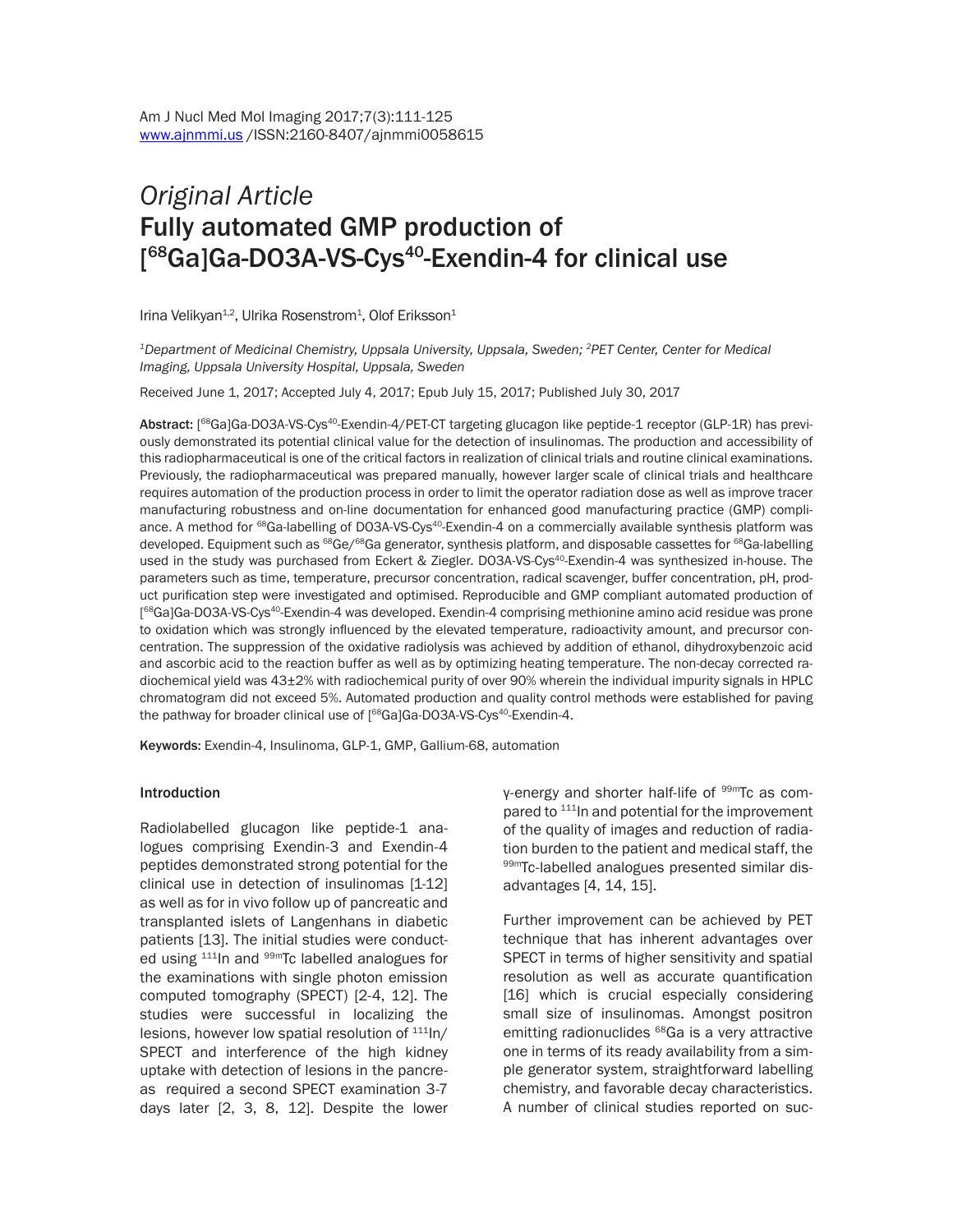*Original Article*

# Fully automated GMP production of [$^{68}$Ga]Ga-DO3A-VS-Cys$^{40}$-Exendin-4 for clinical use

Irina Velikyan[1,2], Ulrika Rosenstrom[1], Olof Eriksson[1]

[1]*Department of Medicinal Chemistry, Uppsala University, Uppsala, Sweden;* [2]*PET Center, Center for Medical Imaging, Uppsala University Hospital, Uppsala, Sweden*

Received June 1, 2017; Accepted July 4, 2017; Epub July 15, 2017; Published July 30, 2017

**Abstract:** [$^{68}$Ga]Ga-DO3A-VS-Cys$^{40}$-Exendin-4/PET-CT targeting glucagon like peptide-1 receptor (GLP-1R) has previously demonstrated its potential clinical value for the detection of insulinomas. The production and accessibility of this radiopharmaceutical is one of the critical factors in realization of clinical trials and routine clinical examinations. Previously, the radiopharmaceutical was prepared manually, however larger scale of clinical trials and healthcare requires automation of the production process in order to limit the operator radiation dose as well as improve tracer manufacturing robustness and on-line documentation for enhanced good manufacturing practice (GMP) compliance. A method for $^{68}$Ga-labelling of DO3A-VS-Cys$^{40}$-Exendin-4 on a commercially available synthesis platform was developed. Equipment such as $^{68}$Ge/$^{68}$Ga generator, synthesis platform, and disposable cassettes for $^{68}$Ga-labelling used in the study was purchased from Eckert & Ziegler. DO3A-VS-Cys$^{40}$-Exendin-4 was synthesized in-house. The parameters such as time, temperature, precursor concentration, radical scavenger, buffer concentration, pH, product purification step were investigated and optimised. Reproducible and GMP compliant automated production of [$^{68}$Ga]Ga-DO3A-VS-Cys$^{40}$-Exendin-4 was developed. Exendin-4 comprising methionine amino acid residue was prone to oxidation which was strongly influenced by the elevated temperature, radioactivity amount, and precursor concentration. The suppression of the oxidative radiolysis was achieved by addition of ethanol, dihydroxybenzoic acid and ascorbic acid to the reaction buffer as well as by optimizing heating temperature. The non-decay corrected radiochemical yield was 43±2% with radiochemical purity of over 90% wherein the individual impurity signals in HPLC chromatogram did not exceed 5%. Automated production and quality control methods were established for paving the pathway for broader clinical use of [$^{68}$Ga]Ga-DO3A-VS-Cys$^{40}$-Exendin-4.

**Keywords:** Exendin-4, Insulinoma, GLP-1, GMP, Gallium-68, automation

## Introduction

Radiolabelled glucagon like peptide-1 analogues comprising Exendin-3 and Exendin-4 peptides demonstrated strong potential for the clinical use in detection of insulinomas [1-12] as well as for in vivo follow up of pancreatic and transplanted islets of Langenhans in diabetic patients [13]. The initial studies were conducted using $^{111}$In and $^{99m}$Tc labelled analogues for the examinations with single photon emission computed tomography (SPECT) [2-4, 12]. The studies were successful in localizing the lesions, however low spatial resolution of $^{111}$In/SPECT and interference of the high kidney uptake with detection of lesions in the pancreas required a second SPECT examination 3-7 days later [2, 3, 8, 12]. Despite the lower γ-energy and shorter half-life of $^{99m}$Tc as compared to $^{111}$In and potential for the improvement of the quality of images and reduction of radiation burden to the patient and medical staff, the $^{99m}$Tc-labelled analogues presented similar disadvantages [4, 14, 15].

Further improvement can be achieved by PET technique that has inherent advantages over SPECT in terms of higher sensitivity and spatial resolution as well as accurate quantification [16] which is crucial especially considering small size of insulinomas. Amongst positron emitting radionuclides $^{68}$Ga is a very attractive one in terms of its ready availability from a simple generator system, straightforward labelling chemistry, and favorable decay characteristics. A number of clinical studies reported on suc-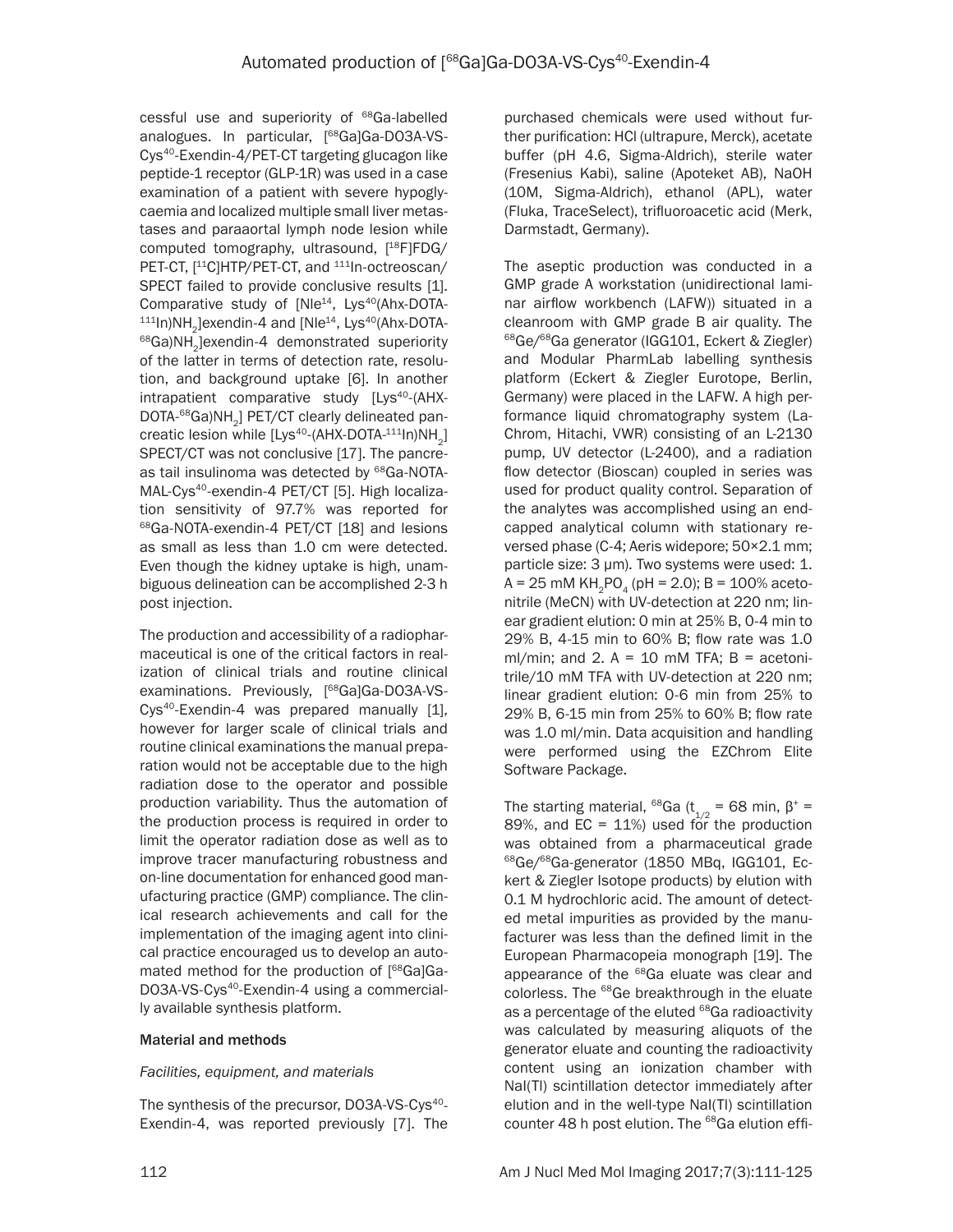cessful use and superiority of $^{68}$Ga-labelled analogues. In particular, [$^{68}$Ga]Ga-DO3A-VS-Cys$^{40}$-Exendin-4/PET-CT targeting glucagon like peptide-1 receptor (GLP-1R) was used in a case examination of a patient with severe hypoglycaemia and localized multiple small liver metastases and paraaortal lymph node lesion while computed tomography, ultrasound, [$^{18}$F]FDG/PET-CT, [$^{11}$C]HTP/PET-CT, and $^{111}$In-octreoscan/SPECT failed to provide conclusive results [1]. Comparative study of [Nle$^{14}$, Lys$^{40}$(Ahx-DOTA-$^{111}$In)$NH_2$]exendin-4 and [Nle$^{14}$, Lys$^{40}$(Ahx-DOTA-$^{68}$Ga)$NH_2$]exendin-4 demonstrated superiority of the latter in terms of detection rate, resolution, and background uptake [6]. In another intrapatient comparative study [Lys$^{40}$-(AHX-DOTA-$^{68}$Ga)$NH_2$] PET/CT clearly delineated pancreatic lesion while [Lys$^{40}$-(AHX-DOTA-$^{111}$In)$NH_2$] SPECT/CT was not conclusive [17]. The pancreas tail insulinoma was detected by $^{68}$Ga-NOTA-MAL-Cys$^{40}$-exendin-4 PET/CT [5]. High localization sensitivity of 97.7% was reported for $^{68}$Ga-NOTA-exendin-4 PET/CT [18] and lesions as small as less than 1.0 cm were detected. Even though the kidney uptake is high, unambiguous delineation can be accomplished 2-3 h post injection.

The production and accessibility of a radiopharmaceutical is one of the critical factors in realization of clinical trials and routine clinical examinations. Previously, [$^{68}$Ga]Ga-DO3A-VS-Cys$^{40}$-Exendin-4 was prepared manually [1], however for larger scale of clinical trials and routine clinical examinations the manual preparation would not be acceptable due to the high radiation dose to the operator and possible production variability. Thus the automation of the production process is required in order to limit the operator radiation dose as well as to improve tracer manufacturing robustness and on-line documentation for enhanced good manufacturing practice (GMP) compliance. The clinical research achievements and call for the implementation of the imaging agent into clinical practice encouraged us to develop an automated method for the production of [$^{68}$Ga]Ga-DO3A-VS-Cys$^{40}$-Exendin-4 using a commercially available synthesis platform.

## Material and methods

### *Facilities, equipment, and materials*

The synthesis of the precursor, DO3A-VS-Cys$^{40}$-Exendin-4, was reported previously [7]. The purchased chemicals were used without further purification: HCl (ultrapure, Merck), acetate buffer (pH 4.6, Sigma-Aldrich), sterile water (Fresenius Kabi), saline (Apoteket AB), NaOH (10M, Sigma-Aldrich), ethanol (APL), water (Fluka, TraceSelect), trifluoroacetic acid (Merk, Darmstadt, Germany).

The aseptic production was conducted in a GMP grade A workstation (unidirectional laminar airflow workbench (LAFW)) situated in a cleanroom with GMP grade B air quality. The $^{68}$Ge/$^{68}$Ga generator (IGG101, Eckert & Ziegler) and Modular PharmLab labelling synthesis platform (Eckert & Ziegler Eurotope, Berlin, Germany) were placed in the LAFW. A high performance liquid chromatography system (La-Chrom, Hitachi, VWR) consisting of an L-2130 pump, UV detector (L-2400), and a radiation flow detector (Bioscan) coupled in series was used for product quality control. Separation of the analytes was accomplished using an endcapped analytical column with stationary reversed phase (C-4; Aeris widepore; 50×2.1 mm; particle size: 3 μm). Two systems were used: 1. A = 25 mM $KH_2PO_4$ (pH = 2.0); B = 100% acetonitrile (MeCN) with UV-detection at 220 nm; linear gradient elution: 0 min at 25% B, 0-4 min to 29% B, 4-15 min to 60% B; flow rate was 1.0 ml/min; and 2. A = 10 mM TFA; B = acetonitrile/10 mM TFA with UV-detection at 220 nm; linear gradient elution: 0-6 min from 25% to 29% B, 6-15 min from 25% to 60% B; flow rate was 1.0 ml/min. Data acquisition and handling were performed using the EZChrom Elite Software Package.

The starting material, $^{68}$Ga ($t_{1/2}$ = 68 min, $\beta^+$ = 89%, and EC = 11%) used for the production was obtained from a pharmaceutical grade $^{68}$Ge/$^{68}$Ga-generator (1850 MBq, IGG101, Eckert & Ziegler Isotope products) by elution with 0.1 M hydrochloric acid. The amount of detected metal impurities as provided by the manufacturer was less than the defined limit in the European Pharmacopeia monograph [19]. The appearance of the $^{68}$Ga eluate was clear and colorless. The $^{68}$Ge breakthrough in the eluate as a percentage of the eluted $^{68}$Ga radioactivity was calculated by measuring aliquots of the generator eluate and counting the radioactivity content using an ionization chamber with NaI(Tl) scintillation detector immediately after elution and in the well-type NaI(Tl) scintillation counter 48 h post elution. The $^{68}$Ga elution effi-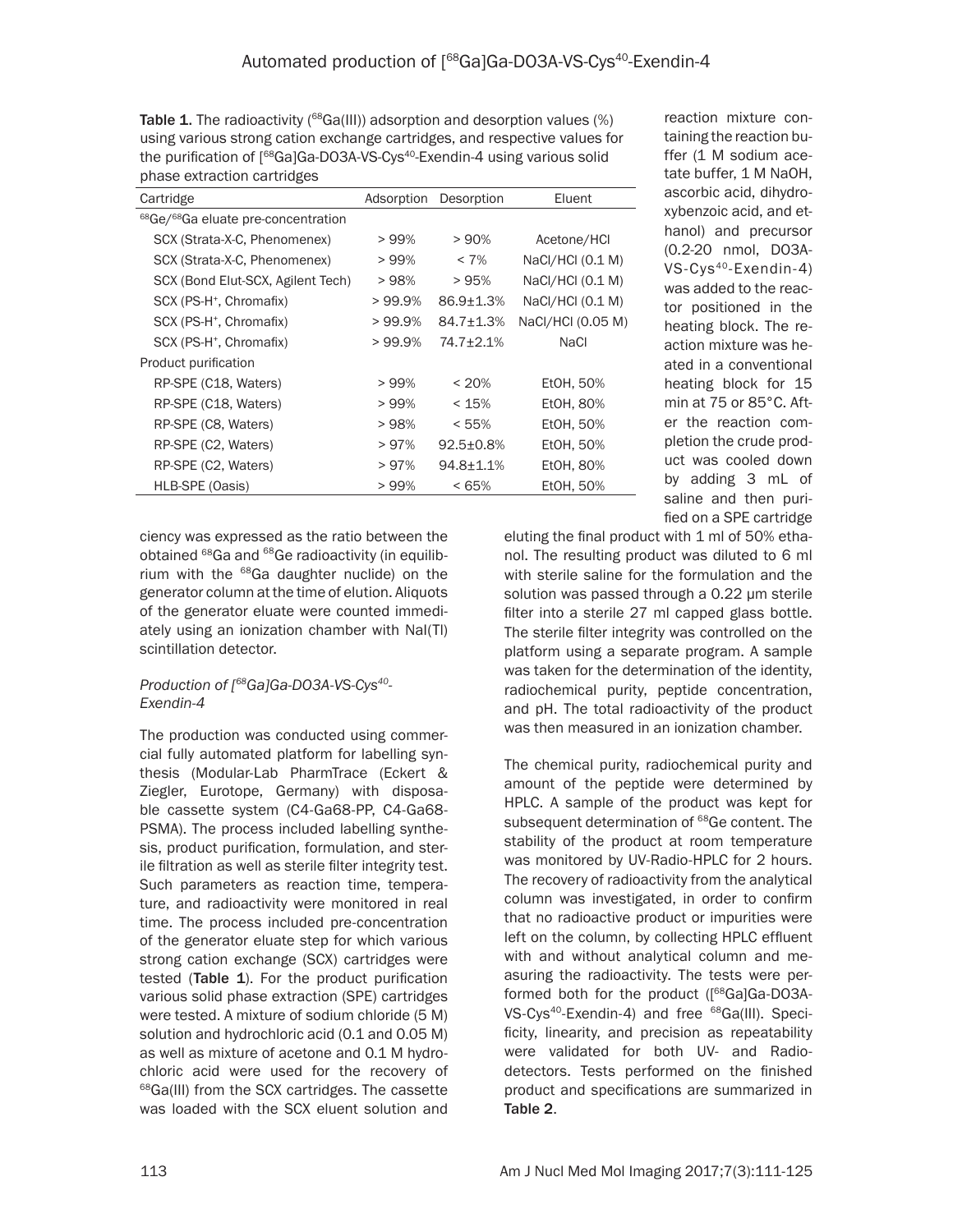**Table 1.** The radioactivity ($^{68}Ga(III)$) adsorption and desorption values (%) using various strong cation exchange cartridges, and respective values for the purification of [$^{68}$Ga]Ga-DO3A-VS-Cys$^{40}$-Exendin-4 using various solid phase extraction cartridges

| Cartridge | Adsorption | Desorption | Eluent |
|---|---|---|---|
| $^{68}$Ge/$^{68}$Ga eluate pre-concentration | | | |
| SCX (Strata-X-C, Phenomenex) | > 99% | > 90% | Acetone/HCl |
| SCX (Strata-X-C, Phenomenex) | > 99% | < 7% | NaCl/HCl (0.1 M) |
| SCX (Bond Elut-SCX, Agilent Tech) | > 98% | > 95% | NaCl/HCl (0.1 M) |
| SCX (PS-H$^+$, Chromafix) | > 99.9% | 86.9±1.3% | NaCl/HCl (0.1 M) |
| SCX (PS-H$^+$, Chromafix) | > 99.9% | 84.7±1.3% | NaCl/HCl (0.05 M) |
| SCX (PS-H$^+$, Chromafix) | > 99.9% | 74.7±2.1% | NaCl |
| Product purification | | | |
| RP-SPE (C18, Waters) | > 99% | < 20% | EtOH, 50% |
| RP-SPE (C18, Waters) | > 99% | < 15% | EtOH, 80% |
| RP-SPE (C8, Waters) | > 98% | < 55% | EtOH, 50% |
| RP-SPE (C2, Waters) | > 97% | 92.5±0.8% | EtOH, 50% |
| RP-SPE (C2, Waters) | > 97% | 94.8±1.1% | EtOH, 80% |
| HLB-SPE (Oasis) | > 99% | < 65% | EtOH, 50% |

ciency was expressed as the ratio between the obtained $^{68}$Ga and $^{68}$Ge radioactivity (in equilibrium with the $^{68}$Ga daughter nuclide) on the generator column at the time of elution. Aliquots of the generator eluate were counted immediately using an ionization chamber with NaI(Tl) scintillation detector.

### *Production of [$^{68}$Ga]Ga-DO3A-VS-Cys$^{40}$-Exendin-4*

The production was conducted using commercial fully automated platform for labelling synthesis (Modular-Lab PharmTrace (Eckert & Ziegler, Eurotope, Germany) with disposable cassette system (C4-Ga68-PP, C4-Ga68-PSMA). The process included labelling synthesis, product purification, formulation, and sterile filtration as well as sterile filter integrity test. Such parameters as reaction time, temperature, and radioactivity were monitored in real time. The process included pre-concentration of the generator eluate step for which various strong cation exchange (SCX) cartridges were tested (**Table 1**). For the product purification various solid phase extraction (SPE) cartridges were tested. A mixture of sodium chloride (5 M) solution and hydrochloric acid (0.1 and 0.05 M) as well as mixture of acetone and 0.1 M hydrochloric acid were used for the recovery of $^{68}Ga(III)$ from the SCX cartridges. The cassette was loaded with the SCX eluent solution and reaction mixture containing the reaction buffer (1 M sodium acetate buffer, 1 M NaOH, ascorbic acid, dihydroxybenzoic acid, and ethanol) and precursor (0.2-20 nmol, DO3A-VS-Cys$^{40}$-Exendin-4) was added to the reactor positioned in the heating block. The reaction mixture was heated in a conventional heating block for 15 min at 75 or 85°C. After the reaction completion the crude product was cooled down by adding 3 mL of saline and then purified on a SPE cartridge eluting the final product with 1 ml of 50% ethanol. The resulting product was diluted to 6 ml with sterile saline for the formulation and the solution was passed through a 0.22 μm sterile filter into a sterile 27 ml capped glass bottle. The sterile filter integrity was controlled on the platform using a separate program. A sample was taken for the determination of the identity, radiochemical purity, peptide concentration, and pH. The total radioactivity of the product was then measured in an ionization chamber.

The chemical purity, radiochemical purity and amount of the peptide were determined by HPLC. A sample of the product was kept for subsequent determination of $^{68}$Ge content. The stability of the product at room temperature was monitored by UV-Radio-HPLC for 2 hours. The recovery of radioactivity from the analytical column was investigated, in order to confirm that no radioactive product or impurities were left on the column, by collecting HPLC effluent with and without analytical column and measuring the radioactivity. The tests were performed both for the product ([$^{68}$Ga]Ga-DO3A-VS-Cys$^{40}$-Exendin-4) and free $^{68}Ga(III)$. Specificity, linearity, and precision as repeatability were validated for both UV- and Radio-detectors. Tests performed on the finished product and specifications are summarized in **Table 2**.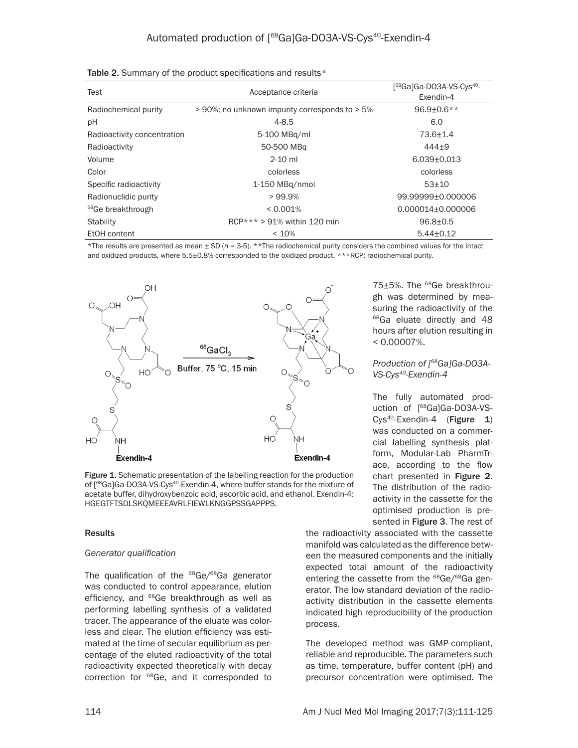Table 2. Summary of the product specifications and results*

| Test | Acceptance criteria | [68Ga]Ga-DO3A-VS-Cys40-Exendin-4 |
|---|---|---|
| Radiochemical purity | > 90%; no unknown impurity corresponds to > 5% | 96.9±0.6** |
| pH | 4-8.5 | 6.0 |
| Radioactivity concentration | 5-100 MBq/ml | 73.6±1.4 |
| Radioactivity | 50-500 MBq | 444±9 |
| Volume | 2-10 ml | 6.039±0.013 |
| Color | colorless | colorless |
| Specific radioactivity | 1-150 MBq/nmol | 53±10 |
| Radionuclidic purity | > 99.9% | 99.99999±0.000006 |
| 68Ge breakthrough | < 0.001% | 0.000014±0.000006 |
| Stability | RCP*** > 91% within 120 min | 96.8±0.5 |
| EtOH content | < 10% | 5.44±0.12 |

*The results are presented as mean ± SD ($n$ = 3-5). **The radiochemical purity considers the combined values for the intact and oxidized products, where 5.5±0.8% corresponded to the oxidized product. ***RCP: radiochemical purity.

Figure 1. Schematic presentation of the labelling reaction for the production of [68Ga]Ga-DO3A-VS-Cys40-Exendin-4, where buffer stands for the mixture of acetate buffer, dihydroxybenzoic acid, ascorbic acid, and ethanol. Exendin-4: HGEGTFTSDLSKQMEEEAVRLFIEWLKNGGPSSGAPPPS.

## Results

### *Generator qualification*

The qualification of the 68Ge/68Ga generator was conducted to control appearance, elution efficiency, and 68Ge breakthrough as well as performing labelling synthesis of a validated tracer. The appearance of the eluate was colorless and clear. The elution efficiency was estimated at the time of secular equilibrium as percentage of the eluted radioactivity of the total radioactivity expected theoretically with decay correction for 68Ge, and it corresponded to 75±5%. The 68Ge breakthrough was determined by measuring the radioactivity of the 68Ga eluate directly and 48 hours after elution resulting in < 0.00007%.

### *Production of [68Ga]Ga-DO3A-VS-Cys40-Exendin-4*

The fully automated production of [68Ga]Ga-DO3A-VS-Cys40-Exendin-4 (**Figure 1**) was conducted on a commercial labelling synthesis platform, Modular-Lab PharmTrace, according to the flow chart presented in **Figure 2**. The distribution of the radioactivity in the cassette for the optimised production is presented in **Figure 3**. The rest of the radioactivity associated with the cassette manifold was calculated as the difference between the measured components and the initially expected total amount of the radioactivity entering the cassette from the 68Ge/68Ga generator. The low standard deviation of the radioactivity distribution in the cassette elements indicated high reproducibility of the production process.

The developed method was GMP-compliant, reliable and reproducible. The parameters such as time, temperature, buffer content (pH) and precursor concentration were optimised. The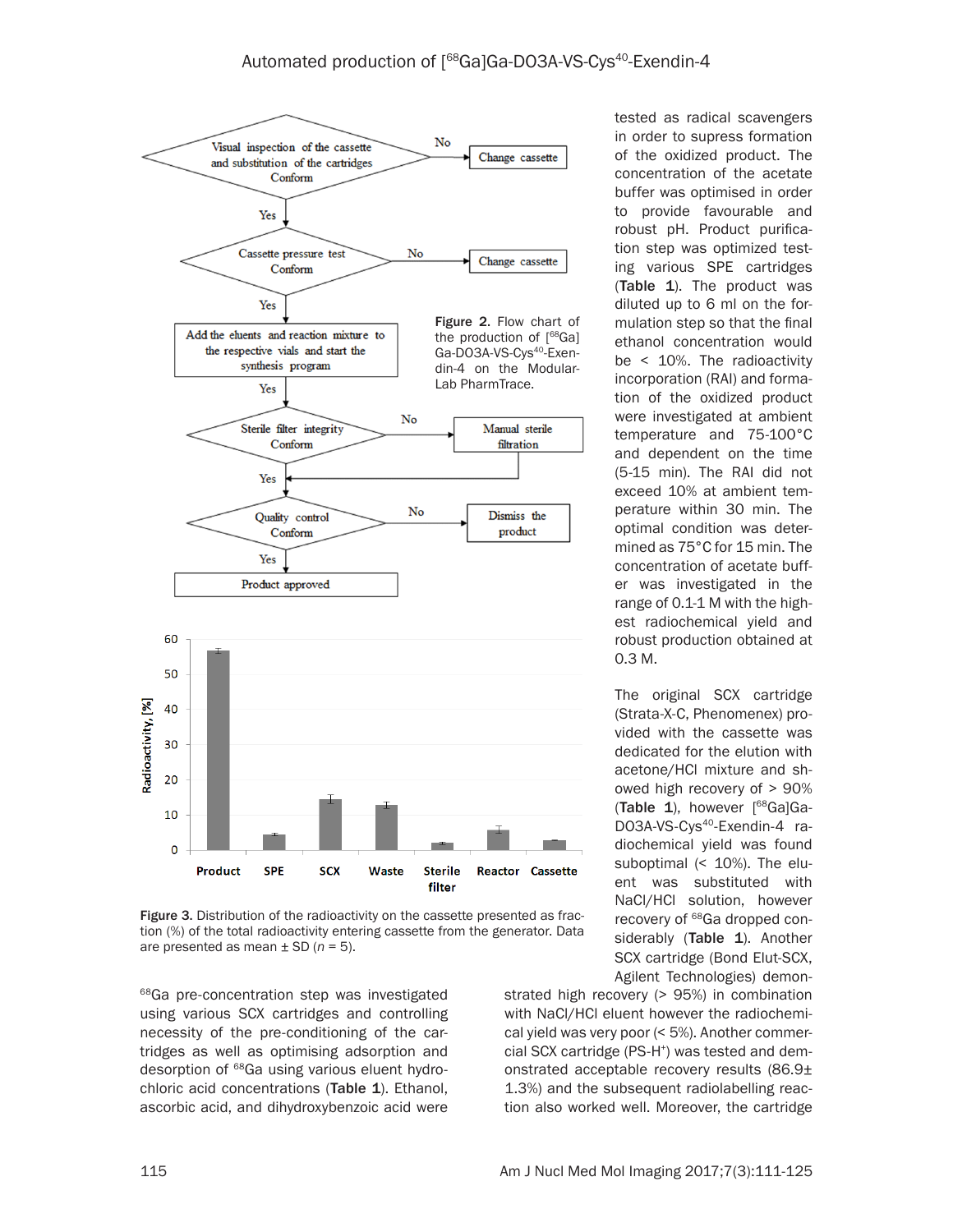Figure 2. Flow chart of the production of [$^{68}$Ga]Ga-DO3A-VS-Cys$^{40}$-Exendin-4 on the Modular-Lab PharmTrace.

Figure 3. Distribution of the radioactivity on the cassette presented as fraction (%) of the total radioactivity entering cassette from the generator. Data are presented as mean ± SD (*n* = 5).

$^{68}$Ga pre-concentration step was investigated using various SCX cartridges and controlling necessity of the pre-conditioning of the cartridges as well as optimising adsorption and desorption of $^{68}$Ga using various eluent hydrochloric acid concentrations (**Table 1**). Ethanol, ascorbic acid, and dihydroxybenzoic acid were tested as radical scavengers in order to supress formation of the oxidized product. The concentration of the acetate buffer was optimised in order to provide favourable and robust pH. Product purification step was optimized testing various SPE cartridges (**Table 1**). The product was diluted up to 6 ml on the formulation step so that the final ethanol concentration would be < 10%. The radioactivity incorporation (RAI) and formation of the oxidized product were investigated at ambient temperature and 75-100°C and dependent on the time (5-15 min). The RAI did not exceed 10% at ambient temperature within 30 min. The optimal condition was determined as 75°C for 15 min. The concentration of acetate buffer was investigated in the range of 0.1-1 M with the highest radiochemical yield and robust production obtained at 0.3 M.

The original SCX cartridge (Strata-X-C, Phenomenex) provided with the cassette was dedicated for the elution with acetone/HCl mixture and showed high recovery of > 90% (**Table 1**), however [$^{68}$Ga]Ga-DO3A-VS-Cys$^{40}$-Exendin-4 radiochemical yield was found suboptimal (< 10%). The eluent was substituted with NaCl/HCl solution, however recovery of $^{68}$Ga dropped considerably (**Table 1**). Another SCX cartridge (Bond Elut-SCX, Agilent Technologies) demonstrated high recovery (> 95%) in combination with NaCl/HCl eluent however the radiochemical yield was very poor (< 5%). Another commercial SCX cartridge (PS-H$^{+}$) was tested and demonstrated acceptable recovery results (86.9± 1.3%) and the subsequent radiolabelling reaction also worked well. Moreover, the cartridge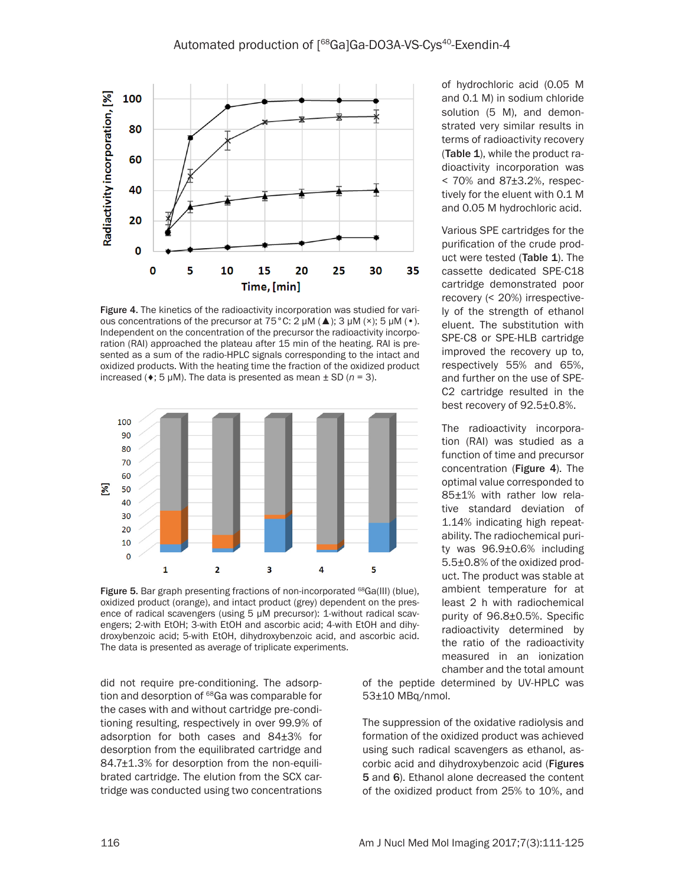Figure 4. The kinetics of the radioactivity incorporation was studied for various concentrations of the precursor at 75°C: 2 μM (▲); 3 μM (×); 5 μM (•). Independent on the concentration of the precursor the radioactivity incorporation (RAI) approached the plateau after 15 min of the heating. RAI is presented as a sum of the radio-HPLC signals corresponding to the intact and oxidized products. With the heating time the fraction of the oxidized product increased (♦; 5 μM). The data is presented as mean ± SD ($n$ = 3).

Figure 5. Bar graph presenting fractions of non-incorporated $^{68}$Ga(III) (blue), oxidized product (orange), and intact product (grey) dependent on the presence of radical scavengers (using 5 μM precursor): 1-without radical scavengers; 2-with EtOH; 3-with EtOH and ascorbic acid; 4-with EtOH and dihydroxybenzoic acid; 5-with EtOH, dihydroxybenzoic acid, and ascorbic acid. The data is presented as average of triplicate experiments.

did not require pre-conditioning. The adsorption and desorption of $^{68}$Ga was comparable for the cases with and without cartridge pre-conditioning resulting, respectively in over 99.9% of adsorption for both cases and 84±3% for desorption from the equilibrated cartridge and 84.7±1.3% for desorption from the non-equilibrated cartridge. The elution from the SCX cartridge was conducted using two concentrations of hydrochloric acid (0.05 M and 0.1 M) in sodium chloride solution (5 M), and demonstrated very similar results in terms of radioactivity recovery (**Table 1**), while the product radioactivity incorporation was < 70% and 87±3.2%, respectively for the eluent with 0.1 M and 0.05 M hydrochloric acid.

Various SPE cartridges for the purification of the crude product were tested (**Table 1**). The cassette dedicated SPE-C18 cartridge demonstrated poor recovery (< 20%) irrespectively of the strength of ethanol eluent. The substitution with SPE-C8 or SPE-HLB cartridge improved the recovery up to, respectively 55% and 65%, and further on the use of SPE-C2 cartridge resulted in the best recovery of 92.5±0.8%.

The radioactivity incorporation (RAI) was studied as a function of time and precursor concentration (**Figure 4**). The optimal value corresponded to 85±1% with rather low relative standard deviation of 1.14% indicating high repeatability. The radiochemical purity was 96.9±0.6% including 5.5±0.8% of the oxidized product. The product was stable at ambient temperature for at least 2 h with radiochemical purity of 96.8±0.5%. Specific radioactivity determined by the ratio of the radioactivity measured in an ionization chamber and the total amount of the peptide determined by UV-HPLC was 53±10 MBq/nmol.

The suppression of the oxidative radiolysis and formation of the oxidized product was achieved using such radical scavengers as ethanol, ascorbic acid and dihydroxybenzoic acid (**Figures 5** and **6**). Ethanol alone decreased the content of the oxidized product from 25% to 10%, and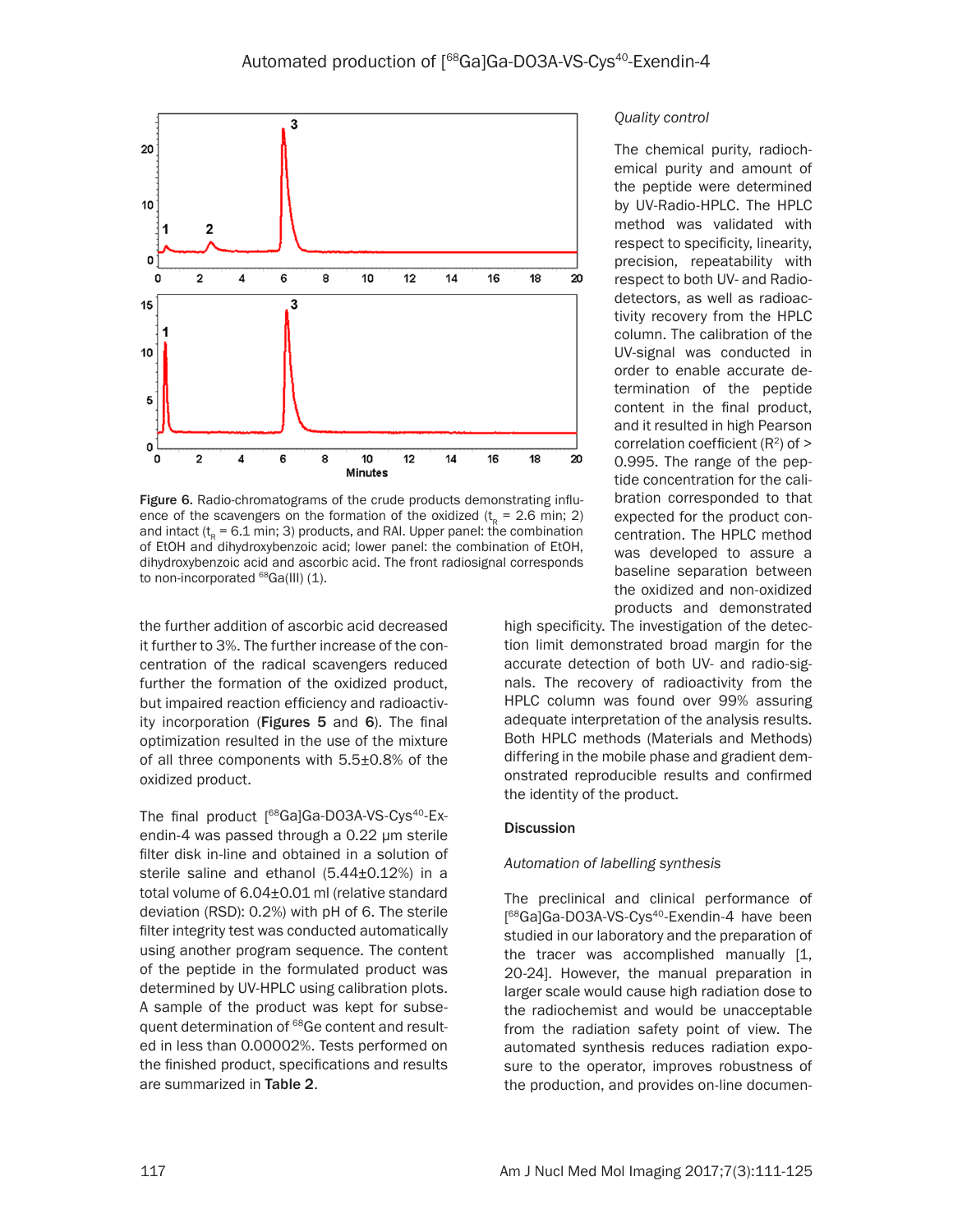Figure 6. Radio-chromatograms of the crude products demonstrating influence of the scavengers on the formation of the oxidized ($t_R$ = 2.6 min; 2) and intact ($t_R$ = 6.1 min; 3) products, and RAI. Upper panel: the combination of EtOH and dihydroxybenzoic acid; lower panel: the combination of EtOH, dihydroxybenzoic acid and ascorbic acid. The front radiosignal corresponds to non-incorporated $^{68}$Ga(III) (1).

the further addition of ascorbic acid decreased it further to 3%. The further increase of the concentration of the radical scavengers reduced further the formation of the oxidized product, but impaired reaction efficiency and radioactivity incorporation (**Figures 5** and **6**). The final optimization resulted in the use of the mixture of all three components with 5.5±0.8% of the oxidized product.

The final product [$^{68}$Ga]Ga-DO3A-VS-Cys$^{40}$-Exendin-4 was passed through a 0.22 µm sterile filter disk in-line and obtained in a solution of sterile saline and ethanol (5.44±0.12%) in a total volume of 6.04±0.01 ml (relative standard deviation (RSD): 0.2%) with pH of 6. The sterile filter integrity test was conducted automatically using another program sequence. The content of the peptide in the formulated product was determined by UV-HPLC using calibration plots. A sample of the product was kept for subsequent determination of $^{68}$Ge content and resulted in less than 0.00002%. Tests performed on the finished product, specifications and results are summarized in **Table 2**.

*Quality control*

The chemical purity, radiochemical purity and amount of the peptide were determined by UV-Radio-HPLC. The HPLC method was validated with respect to specificity, linearity, precision, repeatability with respect to both UV- and Radio-detectors, as well as radioactivity recovery from the HPLC column. The calibration of the UV-signal was conducted in order to enable accurate determination of the peptide content in the final product, and it resulted in high Pearson correlation coefficient ($R^2$) of > 0.995. The range of the peptide concentration for the calibration corresponded to that expected for the product concentration. The HPLC method was developed to assure a baseline separation between the oxidized and non-oxidized products and demonstrated high specificity. The investigation of the detection limit demonstrated broad margin for the accurate detection of both UV- and radio-signals. The recovery of radioactivity from the HPLC column was found over 99% assuring adequate interpretation of the analysis results. Both HPLC methods (Materials and Methods) differing in the mobile phase and gradient demonstrated reproducible results and confirmed the identity of the product.

## Discussion

*Automation of labelling synthesis*

The preclinical and clinical performance of [$^{68}$Ga]Ga-DO3A-VS-Cys$^{40}$-Exendin-4 have been studied in our laboratory and the preparation of the tracer was accomplished manually [1, 20-24]. However, the manual preparation in larger scale would cause high radiation dose to the radiochemist and would be unacceptable from the radiation safety point of view. The automated synthesis reduces radiation exposure to the operator, improves robustness of the production, and provides on-line documen-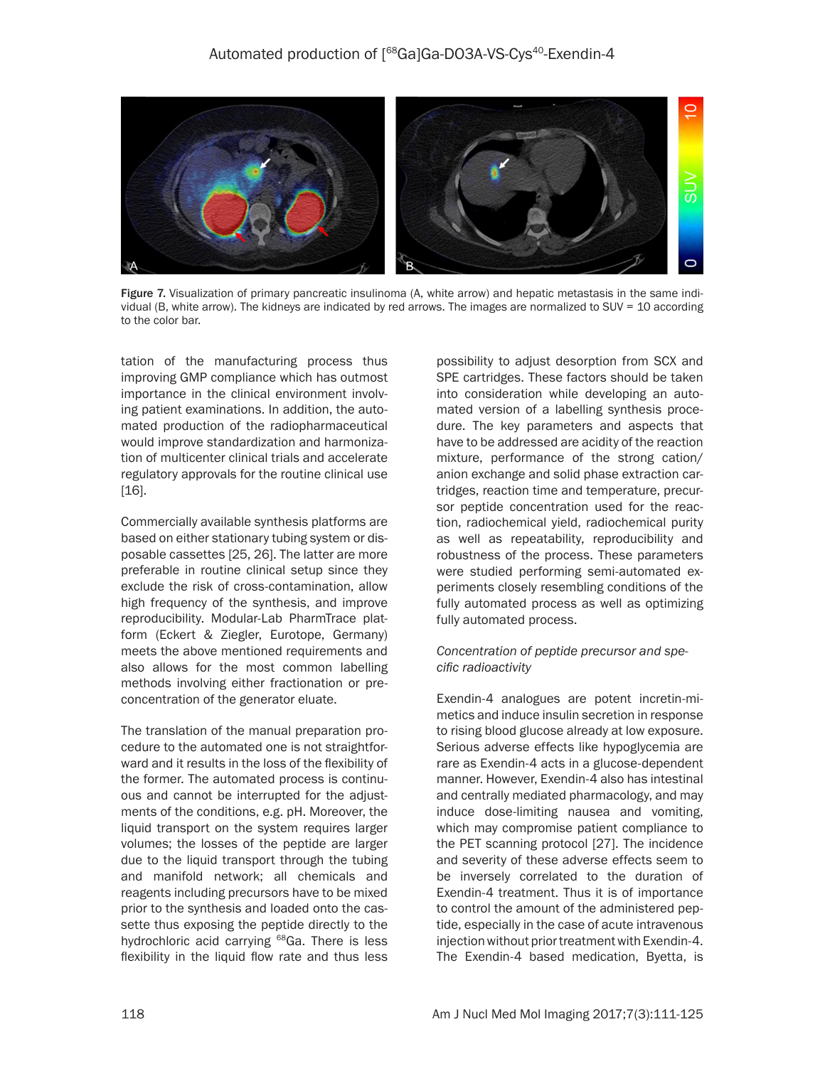Figure 7. Visualization of primary pancreatic insulinoma (A, white arrow) and hepatic metastasis in the same individual (B, white arrow). The kidneys are indicated by red arrows. The images are normalized to SUV = 10 according to the color bar.

tation of the manufacturing process thus improving GMP compliance which has outmost importance in the clinical environment involving patient examinations. In addition, the automated production of the radiopharmaceutical would improve standardization and harmonization of multicenter clinical trials and accelerate regulatory approvals for the routine clinical use [16].

Commercially available synthesis platforms are based on either stationary tubing system or disposable cassettes [25, 26]. The latter are more preferable in routine clinical setup since they exclude the risk of cross-contamination, allow high frequency of the synthesis, and improve reproducibility. Modular-Lab PharmTrace platform (Eckert & Ziegler, Eurotope, Germany) meets the above mentioned requirements and also allows for the most common labelling methods involving either fractionation or pre-concentration of the generator eluate.

The translation of the manual preparation procedure to the automated one is not straightforward and it results in the loss of the flexibility of the former. The automated process is continuous and cannot be interrupted for the adjustments of the conditions, e.g. pH. Moreover, the liquid transport on the system requires larger volumes; the losses of the peptide are larger due to the liquid transport through the tubing and manifold network; all chemicals and reagents including precursors have to be mixed prior to the synthesis and loaded onto the cassette thus exposing the peptide directly to the hydrochloric acid carrying $^{68}$Ga. There is less flexibility in the liquid flow rate and thus less possibility to adjust desorption from SCX and SPE cartridges. These factors should be taken into consideration while developing an automated version of a labelling synthesis procedure. The key parameters and aspects that have to be addressed are acidity of the reaction mixture, performance of the strong cation/anion exchange and solid phase extraction cartridges, reaction time and temperature, precursor peptide concentration used for the reaction, radiochemical yield, radiochemical purity as well as repeatability, reproducibility and robustness of the process. These parameters were studied performing semi-automated experiments closely resembling conditions of the fully automated process as well as optimizing fully automated process.

### *Concentration of peptide precursor and specific radioactivity*

Exendin-4 analogues are potent incretin-mimetics and induce insulin secretion in response to rising blood glucose already at low exposure. Serious adverse effects like hypoglycemia are rare as Exendin-4 acts in a glucose-dependent manner. However, Exendin-4 also has intestinal and centrally mediated pharmacology, and may induce dose-limiting nausea and vomiting, which may compromise patient compliance to the PET scanning protocol [27]. The incidence and severity of these adverse effects seem to be inversely correlated to the duration of Exendin-4 treatment. Thus it is of importance to control the amount of the administered peptide, especially in the case of acute intravenous injection without prior treatment with Exendin-4. The Exendin-4 based medication, Byetta, is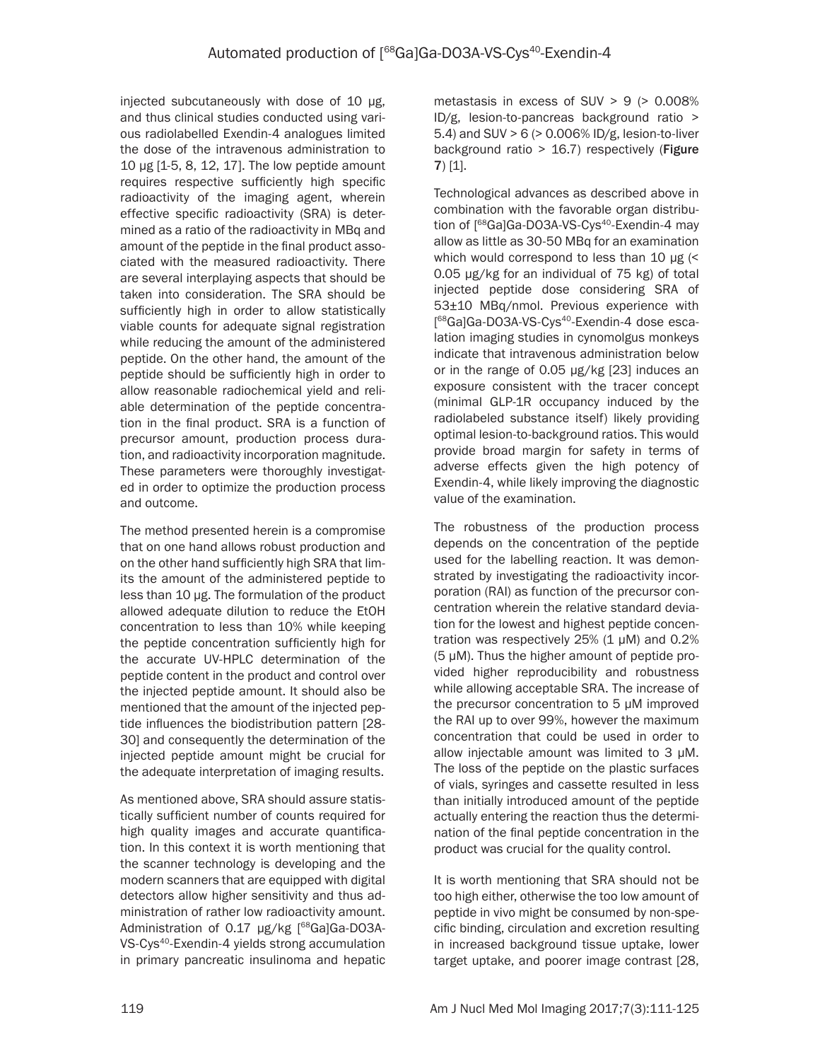injected subcutaneously with dose of 10 µg, and thus clinical studies conducted using various radiolabelled Exendin-4 analogues limited the dose of the intravenous administration to 10 µg [1-5, 8, 12, 17]. The low peptide amount requires respective sufficiently high specific radioactivity of the imaging agent, wherein effective specific radioactivity (SRA) is determined as a ratio of the radioactivity in MBq and amount of the peptide in the final product associated with the measured radioactivity. There are several interplaying aspects that should be taken into consideration. The SRA should be sufficiently high in order to allow statistically viable counts for adequate signal registration while reducing the amount of the administered peptide. On the other hand, the amount of the peptide should be sufficiently high in order to allow reasonable radiochemical yield and reliable determination of the peptide concentration in the final product. SRA is a function of precursor amount, production process duration, and radioactivity incorporation magnitude. These parameters were thoroughly investigated in order to optimize the production process and outcome.

The method presented herein is a compromise that on one hand allows robust production and on the other hand sufficiently high SRA that limits the amount of the administered peptide to less than 10 µg. The formulation of the product allowed adequate dilution to reduce the EtOH concentration to less than 10% while keeping the peptide concentration sufficiently high for the accurate UV-HPLC determination of the peptide content in the product and control over the injected peptide amount. It should also be mentioned that the amount of the injected peptide influences the biodistribution pattern [28-30] and consequently the determination of the injected peptide amount might be crucial for the adequate interpretation of imaging results.

As mentioned above, SRA should assure statistically sufficient number of counts required for high quality images and accurate quantification. In this context it is worth mentioning that the scanner technology is developing and the modern scanners that are equipped with digital detectors allow higher sensitivity and thus administration of rather low radioactivity amount. Administration of 0.17 µg/kg [$^{68}$Ga]Ga-DO3A-VS-Cys$^{40}$-Exendin-4 yields strong accumulation in primary pancreatic insulinoma and hepatic metastasis in excess of SUV > 9 (> 0.008% ID/g, lesion-to-pancreas background ratio > 5.4) and SUV > 6 (> 0.006% ID/g, lesion-to-liver background ratio > 16.7) respectively (**Figure 7**) [1].

Technological advances as described above in combination with the favorable organ distribution of [$^{68}$Ga]Ga-DO3A-VS-Cys$^{40}$-Exendin-4 may allow as little as 30-50 MBq for an examination which would correspond to less than 10 µg (< 0.05 µg/kg for an individual of 75 kg) of total injected peptide dose considering SRA of 53±10 MBq/nmol. Previous experience with [$^{68}$Ga]Ga-DO3A-VS-Cys$^{40}$-Exendin-4 dose escalation imaging studies in cynomolgus monkeys indicate that intravenous administration below or in the range of 0.05 µg/kg [23] induces an exposure consistent with the tracer concept (minimal GLP-1R occupancy induced by the radiolabeled substance itself) likely providing optimal lesion-to-background ratios. This would provide broad margin for safety in terms of adverse effects given the high potency of Exendin-4, while likely improving the diagnostic value of the examination.

The robustness of the production process depends on the concentration of the peptide used for the labelling reaction. It was demonstrated by investigating the radioactivity incorporation (RAI) as function of the precursor concentration wherein the relative standard deviation for the lowest and highest peptide concentration was respectively 25% (1 µM) and 0.2% (5 µM). Thus the higher amount of peptide provided higher reproducibility and robustness while allowing acceptable SRA. The increase of the precursor concentration to 5 µM improved the RAI up to over 99%, however the maximum concentration that could be used in order to allow injectable amount was limited to 3 µM. The loss of the peptide on the plastic surfaces of vials, syringes and cassette resulted in less than initially introduced amount of the peptide actually entering the reaction thus the determination of the final peptide concentration in the product was crucial for the quality control.

It is worth mentioning that SRA should not be too high either, otherwise the too low amount of peptide in vivo might be consumed by non-specific binding, circulation and excretion resulting in increased background tissue uptake, lower target uptake, and poorer image contrast [28,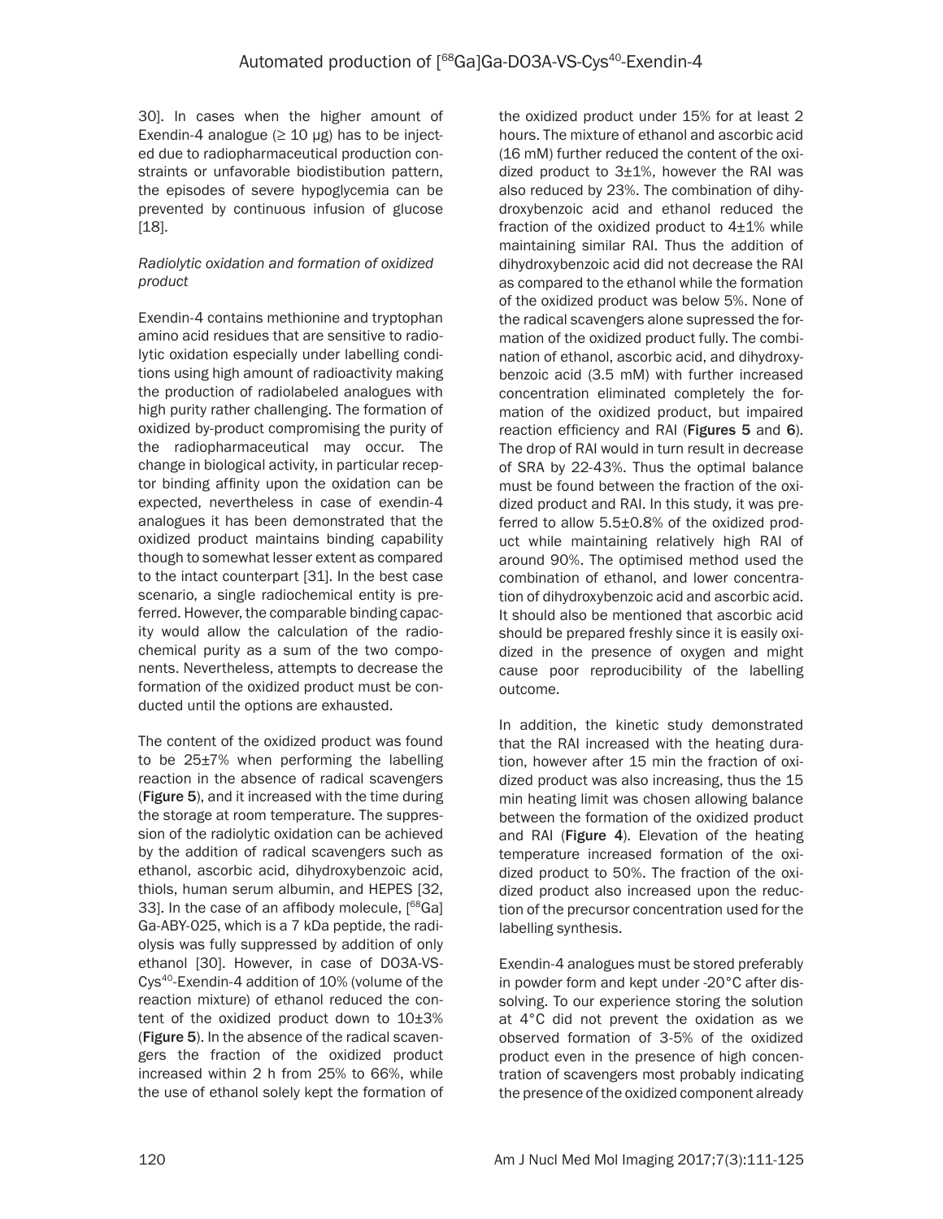30]. In cases when the higher amount of Exendin-4 analogue (≥ 10 μg) has to be injected due to radiopharmaceutical production constraints or unfavorable biodistibution pattern, the episodes of severe hypoglycemia can be prevented by continuous infusion of glucose [18].

*Radiolytic oxidation and formation of oxidized product*

Exendin-4 contains methionine and tryptophan amino acid residues that are sensitive to radiolytic oxidation especially under labelling conditions using high amount of radioactivity making the production of radiolabeled analogues with high purity rather challenging. The formation of oxidized by-product compromising the purity of the radiopharmaceutical may occur. The change in biological activity, in particular receptor binding affinity upon the oxidation can be expected, nevertheless in case of exendin-4 analogues it has been demonstrated that the oxidized product maintains binding capability though to somewhat lesser extent as compared to the intact counterpart [31]. In the best case scenario, a single radiochemical entity is preferred. However, the comparable binding capacity would allow the calculation of the radiochemical purity as a sum of the two components. Nevertheless, attempts to decrease the formation of the oxidized product must be conducted until the options are exhausted.

The content of the oxidized product was found to be 25±7% when performing the labelling reaction in the absence of radical scavengers (**Figure 5**), and it increased with the time during the storage at room temperature. The suppression of the radiolytic oxidation can be achieved by the addition of radical scavengers such as ethanol, ascorbic acid, dihydroxybenzoic acid, thiols, human serum albumin, and HEPES [32, 33]. In the case of an affibody molecule, [$^{68}$Ga]Ga-ABY-025, which is a 7 kDa peptide, the radiolysis was fully suppressed by addition of only ethanol [30]. However, in case of DO3A-VS-Cys$^{40}$-Exendin-4 addition of 10% (volume of the reaction mixture) of ethanol reduced the content of the oxidized product down to 10±3% (**Figure 5**). In the absence of the radical scavengers the fraction of the oxidized product increased within 2 h from 25% to 66%, while the use of ethanol solely kept the formation of the oxidized product under 15% for at least 2 hours. The mixture of ethanol and ascorbic acid (16 mM) further reduced the content of the oxidized product to 3±1%, however the RAI was also reduced by 23%. The combination of dihydroxybenzoic acid and ethanol reduced the fraction of the oxidized product to 4±1% while maintaining similar RAI. Thus the addition of dihydroxybenzoic acid did not decrease the RAI as compared to the ethanol while the formation of the oxidized product was below 5%. None of the radical scavengers alone supressed the formation of the oxidized product fully. The combination of ethanol, ascorbic acid, and dihydroxybenzoic acid (3.5 mM) with further increased concentration eliminated completely the formation of the oxidized product, but impaired reaction efficiency and RAI (**Figures 5** and **6**). The drop of RAI would in turn result in decrease of SRA by 22-43%. Thus the optimal balance must be found between the fraction of the oxidized product and RAI. In this study, it was preferred to allow 5.5±0.8% of the oxidized product while maintaining relatively high RAI of around 90%. The optimised method used the combination of ethanol, and lower concentration of dihydroxybenzoic acid and ascorbic acid. It should also be mentioned that ascorbic acid should be prepared freshly since it is easily oxidized in the presence of oxygen and might cause poor reproducibility of the labelling outcome.

In addition, the kinetic study demonstrated that the RAI increased with the heating duration, however after 15 min the fraction of oxidized product was also increasing, thus the 15 min heating limit was chosen allowing balance between the formation of the oxidized product and RAI (**Figure 4**). Elevation of the heating temperature increased formation of the oxidized product to 50%. The fraction of the oxidized product also increased upon the reduction of the precursor concentration used for the labelling synthesis.

Exendin-4 analogues must be stored preferably in powder form and kept under -20°C after dissolving. To our experience storing the solution at 4°C did not prevent the oxidation as we observed formation of 3-5% of the oxidized product even in the presence of high concentration of scavengers most probably indicating the presence of the oxidized component already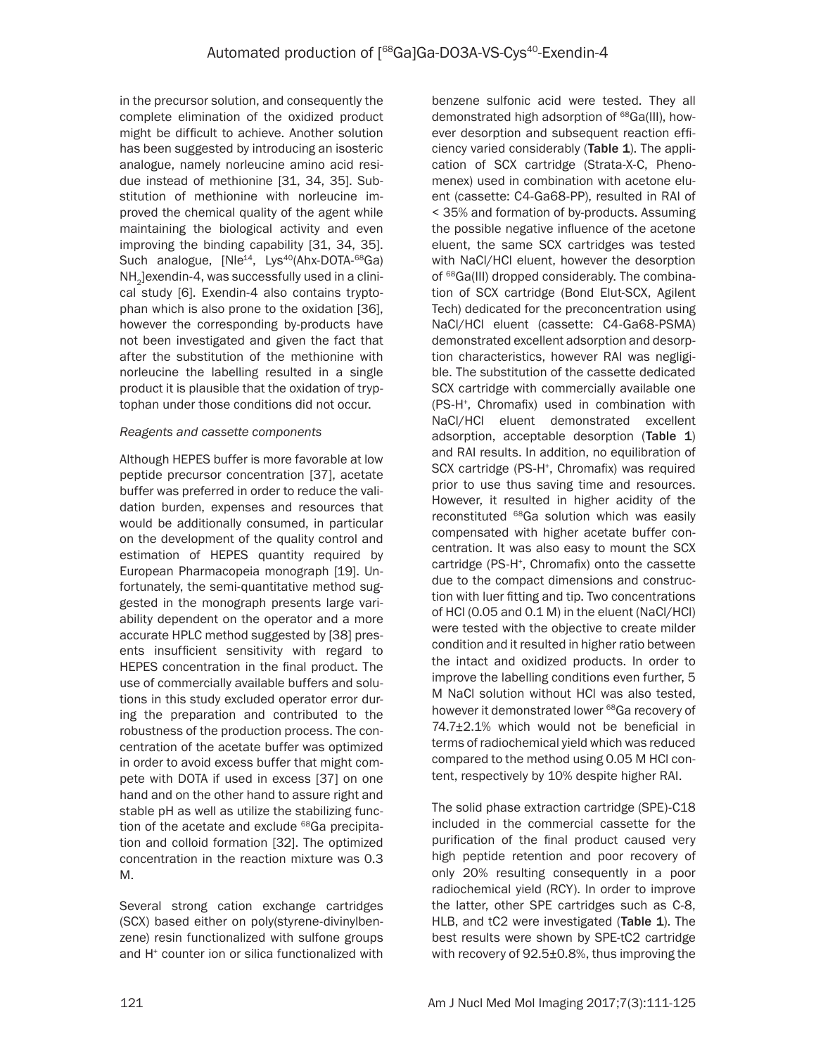in the precursor solution, and consequently the complete elimination of the oxidized product might be difficult to achieve. Another solution has been suggested by introducing an isosteric analogue, namely norleucine amino acid residue instead of methionine [31, 34, 35]. Substitution of methionine with norleucine improved the chemical quality of the agent while maintaining the biological activity and even improving the binding capability [31, 34, 35]. Such analogue, [Nle$^{14}$, Lys$^{40}$(Ahx-DOTA-$^{68}$Ga) $NH_2$]exendin-4, was successfully used in a clinical study [6]. Exendin-4 also contains tryptophan which is also prone to the oxidation [36], however the corresponding by-products have not been investigated and given the fact that after the substitution of the methionine with norleucine the labelling resulted in a single product it is plausible that the oxidation of tryptophan under those conditions did not occur.

*Reagents and cassette components*

Although HEPES buffer is more favorable at low peptide precursor concentration [37], acetate buffer was preferred in order to reduce the validation burden, expenses and resources that would be additionally consumed, in particular on the development of the quality control and estimation of HEPES quantity required by European Pharmacopeia monograph [19]. Unfortunately, the semi-quantitative method suggested in the monograph presents large variability dependent on the operator and a more accurate HPLC method suggested by [38] presents insufficient sensitivity with regard to HEPES concentration in the final product. The use of commercially available buffers and solutions in this study excluded operator error during the preparation and contributed to the robustness of the production process. The concentration of the acetate buffer was optimized in order to avoid excess buffer that might compete with DOTA if used in excess [37] on one hand and on the other hand to assure right and stable pH as well as utilize the stabilizing function of the acetate and exclude $^{68}$Ga precipitation and colloid formation [32]. The optimized concentration in the reaction mixture was 0.3 M.

Several strong cation exchange cartridges (SCX) based either on poly(styrene-divinylbenzene) resin functionalized with sulfone groups and $H^+$ counter ion or silica functionalized with benzene sulfonic acid were tested. They all demonstrated high adsorption of $^{68}$Ga(III), however desorption and subsequent reaction efficiency varied considerably (**Table 1**). The application of SCX cartridge (Strata-X-C, Phenomenex) used in combination with acetone eluent (cassette: C4-Ga68-PP), resulted in RAI of < 35% and formation of by-products. Assuming the possible negative influence of the acetone eluent, the same SCX cartridges was tested with NaCl/HCl eluent, however the desorption of $^{68}$Ga(III) dropped considerably. The combination of SCX cartridge (Bond Elut-SCX, Agilent Tech) dedicated for the preconcentration using NaCl/HCl eluent (cassette: C4-Ga68-PSMA) demonstrated excellent adsorption and desorption characteristics, however RAI was negligible. The substitution of the cassette dedicated SCX cartridge with commercially available one (PS-$H^+$, Chromafix) used in combination with NaCl/HCl eluent demonstrated excellent adsorption, acceptable desorption (**Table 1**) and RAI results. In addition, no equilibration of SCX cartridge (PS-$H^+$, Chromafix) was required prior to use thus saving time and resources. However, it resulted in higher acidity of the reconstituted $^{68}$Ga solution which was easily compensated with higher acetate buffer concentration. It was also easy to mount the SCX cartridge (PS-$H^+$, Chromafix) onto the cassette due to the compact dimensions and construction with luer fitting and tip. Two concentrations of HCl (0.05 and 0.1 M) in the eluent (NaCl/HCl) were tested with the objective to create milder condition and it resulted in higher ratio between the intact and oxidized products. In order to improve the labelling conditions even further, 5 M NaCl solution without HCl was also tested, however it demonstrated lower $^{68}$Ga recovery of 74.7±2.1% which would not be beneficial in terms of radiochemical yield which was reduced compared to the method using 0.05 M HCl content, respectively by 10% despite higher RAI.

The solid phase extraction cartridge (SPE)-C18 included in the commercial cassette for the purification of the final product caused very high peptide retention and poor recovery of only 20% resulting consequently in a poor radiochemical yield (RCY). In order to improve the latter, other SPE cartridges such as C-8, HLB, and tC2 were investigated (**Table 1**). The best results were shown by SPE-tC2 cartridge with recovery of 92.5±0.8%, thus improving the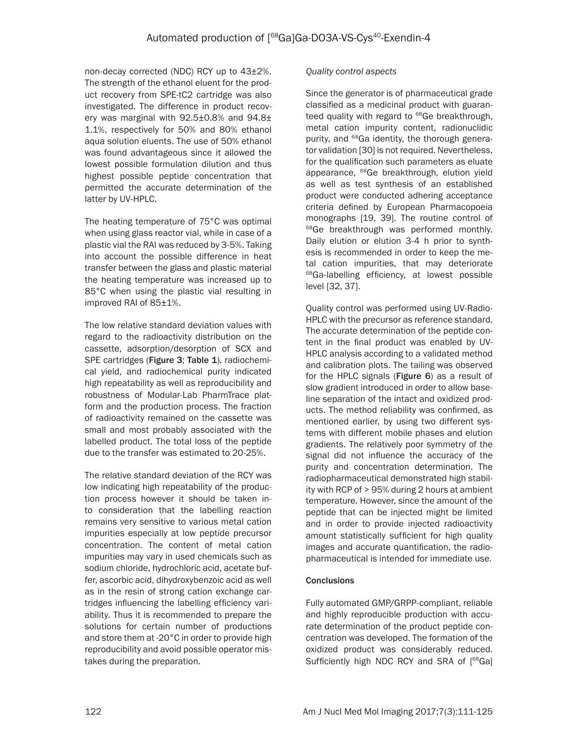non-decay corrected (NDC) RCY up to 43±2%. The strength of the ethanol eluent for the product recovery from SPE-tC2 cartridge was also investigated. The difference in product recovery was marginal with 92.5±0.8% and 94.8±1.1%, respectively for 50% and 80% ethanol aqua solution eluents. The use of 50% ethanol was found advantageous since it allowed the lowest possible formulation dilution and thus highest possible peptide concentration that permitted the accurate determination of the latter by UV-HPLC.

The heating temperature of 75°C was optimal when using glass reactor vial, while in case of a plastic vial the RAI was reduced by 3-5%. Taking into account the possible difference in heat transfer between the glass and plastic material the heating temperature was increased up to 85°C when using the plastic vial resulting in improved RAI of 85±1%.

The low relative standard deviation values with regard to the radioactivity distribution on the cassette, adsorption/desorption of SCX and SPE cartridges (**Figure 3**; **Table 1**), radiochemical yield, and radiochemical purity indicated high repeatability as well as reproducibility and robustness of Modular-Lab PharmTrace platform and the production process. The fraction of radioactivity remained on the cassette was small and most probably associated with the labelled product. The total loss of the peptide due to the transfer was estimated to 20-25%.

The relative standard deviation of the RCY was low indicating high repeatability of the production process however it should be taken into consideration that the labelling reaction remains very sensitive to various metal cation impurities especially at low peptide precursor concentration. The content of metal cation impurities may vary in used chemicals such as sodium chloride, hydrochloric acid, acetate buffer, ascorbic acid, dihydroxybenzoic acid as well as in the resin of strong cation exchange cartridges influencing the labelling efficiency variability. Thus it is recommended to prepare the solutions for certain number of productions and store them at -20°C in order to provide high reproducibility and avoid possible operator mistakes during the preparation.

*Quality control aspects*

Since the generator is of pharmaceutical grade classified as a medicinal product with guaranteed quality with regard to $^{68}$Ge breakthrough, metal cation impurity content, radionuclidic purity, and $^{68}$Ga identity, the thorough generator validation [30] is not required. Nevertheless, for the qualification such parameters as eluate appearance, $^{68}$Ge breakthrough, elution yield as well as test synthesis of an established product were conducted adhering acceptance criteria defined by European Pharmacopoeia monographs [19, 39]. The routine control of $^{68}$Ge breakthrough was performed monthly. Daily elution or elution 3-4 h prior to synthesis is recommended in order to keep the metal cation impurities, that may deteriorate $^{68}$Ga-labelling efficiency, at lowest possible level [32, 37].

Quality control was performed using UV-Radio-HPLC with the precursor as reference standard. The accurate determination of the peptide content in the final product was enabled by UV-HPLC analysis according to a validated method and calibration plots. The tailing was observed for the HPLC signals (**Figure 6**) as a result of slow gradient introduced in order to allow baseline separation of the intact and oxidized products. The method reliability was confirmed, as mentioned earlier, by using two different systems with different mobile phases and elution gradients. The relatively poor symmetry of the signal did not influence the accuracy of the purity and concentration determination. The radiopharmaceutical demonstrated high stability with RCP of > 95% during 2 hours at ambient temperature. However, since the amount of the peptide that can be injected might be limited and in order to provide injected radioactivity amount statistically sufficient for high quality images and accurate quantification, the radiopharmaceutical is intended for immediate use.

## Conclusions

Fully automated GMP/GRPP-compliant, reliable and highly reproducible production with accurate determination of the product peptide concentration was developed. The formation of the oxidized product was considerably reduced. Sufficiently high NDC RCY and SRA of [$^{68}$Ga]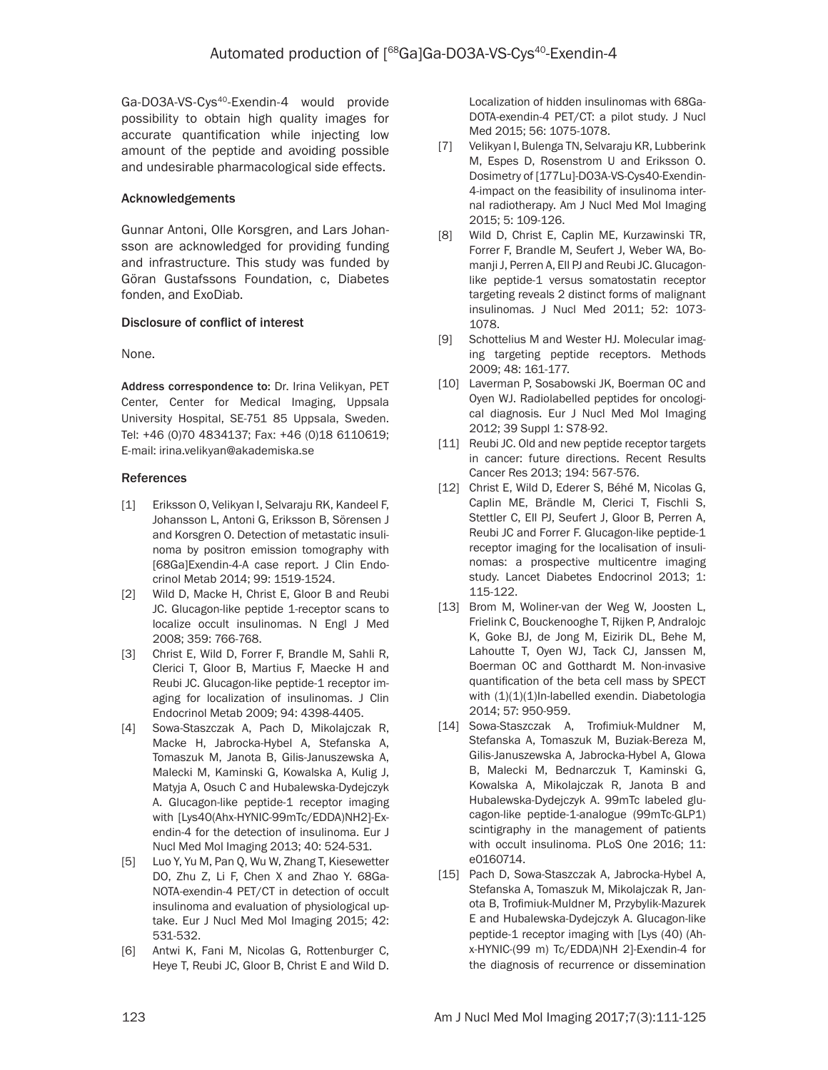Ga-DO3A-VS-Cys[40]-Exendin-4 would provide possibility to obtain high quality images for accurate quantification while injecting low amount of the peptide and avoiding possible and undesirable pharmacological side effects.

### Acknowledgements

Gunnar Antoni, Olle Korsgren, and Lars Johansson are acknowledged for providing funding and infrastructure. This study was funded by Göran Gustafssons Foundation, c, Diabetes fonden, and ExoDiab.

### Disclosure of conflict of interest

None.

**Address correspondence to:** Dr. Irina Velikyan, PET Center, Center for Medical Imaging, Uppsala University Hospital, SE-751 85 Uppsala, Sweden. Tel: +46 (0)70 4834137; Fax: +46 (0)18 6110619; E-mail: irina.velikyan@akademiska.se

### References

[1] Eriksson O, Velikyan I, Selvaraju RK, Kandeel F, Johansson L, Antoni G, Eriksson B, Sörensen J and Korsgren O. Detection of metastatic insulinoma by positron emission tomography with [68Ga]Exendin-4-A case report. J Clin Endocrinol Metab 2014; 99: 1519-1524.

[2] Wild D, Macke H, Christ E, Gloor B and Reubi JC. Glucagon-like peptide 1-receptor scans to localize occult insulinomas. N Engl J Med 2008; 359: 766-768.

[3] Christ E, Wild D, Forrer F, Brandle M, Sahli R, Clerici T, Gloor B, Martius F, Maecke H and Reubi JC. Glucagon-like peptide-1 receptor imaging for localization of insulinomas. J Clin Endocrinol Metab 2009; 94: 4398-4405.

[4] Sowa-Staszczak A, Pach D, Mikolajczak R, Macke H, Jabrocka-Hybel A, Stefanska A, Tomaszuk M, Janota B, Gilis-Januszewska A, Malecki M, Kaminski G, Kowalska A, Kulig J, Matyja A, Osuch C and Hubalewska-Dydejczyk A. Glucagon-like peptide-1 receptor imaging with [Lys40(Ahx-HYNIC-99mTc/EDDA)NH2]-Exendin-4 for the detection of insulinoma. Eur J Nucl Med Mol Imaging 2013; 40: 524-531.

[5] Luo Y, Yu M, Pan Q, Wu W, Zhang T, Kiesewetter DO, Zhu Z, Li F, Chen X and Zhao Y. 68Ga-NOTA-exendin-4 PET/CT in detection of occult insulinoma and evaluation of physiological uptake. Eur J Nucl Med Mol Imaging 2015; 42: 531-532.

[6] Antwi K, Fani M, Nicolas G, Rottenburger C, Heye T, Reubi JC, Gloor B, Christ E and Wild D. Localization of hidden insulinomas with 68Ga-DOTA-exendin-4 PET/CT: a pilot study. J Nucl Med 2015; 56: 1075-1078.

[7] Velikyan I, Bulenga TN, Selvaraju KR, Lubberink M, Espes D, Rosenstrom U and Eriksson O. Dosimetry of [177Lu]-DO3A-VS-Cys40-Exendin-4-impact on the feasibility of insulinoma internal radiotherapy. Am J Nucl Med Mol Imaging 2015; 5: 109-126.

[8] Wild D, Christ E, Caplin ME, Kurzawinski TR, Forrer F, Brandle M, Seufert J, Weber WA, Bomanji J, Perren A, Ell PJ and Reubi JC. Glucagon-like peptide-1 versus somatostatin receptor targeting reveals 2 distinct forms of malignant insulinomas. J Nucl Med 2011; 52: 1073-1078.

[9] Schottelius M and Wester HJ. Molecular imaging targeting peptide receptors. Methods 2009; 48: 161-177.

[10] Laverman P, Sosabowski JK, Boerman OC and Oyen WJ. Radiolabelled peptides for oncological diagnosis. Eur J Nucl Med Mol Imaging 2012; 39 Suppl 1: S78-92.

[11] Reubi JC. Old and new peptide receptor targets in cancer: future directions. Recent Results Cancer Res 2013; 194: 567-576.

[12] Christ E, Wild D, Ederer S, Béhé M, Nicolas G, Caplin ME, Brändle M, Clerici T, Fischli S, Stettler C, Ell PJ, Seufert J, Gloor B, Perren A, Reubi JC and Forrer F. Glucagon-like peptide-1 receptor imaging for the localisation of insulinomas: a prospective multicentre imaging study. Lancet Diabetes Endocrinol 2013; 1: 115-122.

[13] Brom M, Woliner-van der Weg W, Joosten L, Frielink C, Bouckenooghe T, Rijken P, Andralojc K, Goke BJ, de Jong M, Eizirik DL, Behe M, Lahoutte T, Oyen WJ, Tack CJ, Janssen M, Boerman OC and Gotthardt M. Non-invasive quantification of the beta cell mass by SPECT with (1)(1)(1)In-labelled exendin. Diabetologia 2014; 57: 950-959.

[14] Sowa-Staszczak A, Trofimiuk-Muldner M, Stefanska A, Tomaszuk M, Buziak-Bereza M, Gilis-Januszewska A, Jabrocka-Hybel A, Glowa B, Malecki M, Bednarczuk T, Kaminski G, Kowalska A, Mikolajczak R, Janota B and Hubalewska-Dydejczyk A. 99mTc labeled glucagon-like peptide-1-analogue (99mTc-GLP1) scintigraphy in the management of patients with occult insulinoma. PLoS One 2016; 11: e0160714.

[15] Pach D, Sowa-Staszczak A, Jabrocka-Hybel A, Stefanska A, Tomaszuk M, Mikolajczak R, Janota B, Trofimiuk-Muldner M, Przybylik-Mazurek E and Hubalewska-Dydejczyk A. Glucagon-like peptide-1 receptor imaging with [Lys (40) (Ahx-HYNIC-(99 m) Tc/EDDA)NH 2]-Exendin-4 for the diagnosis of recurrence or dissemination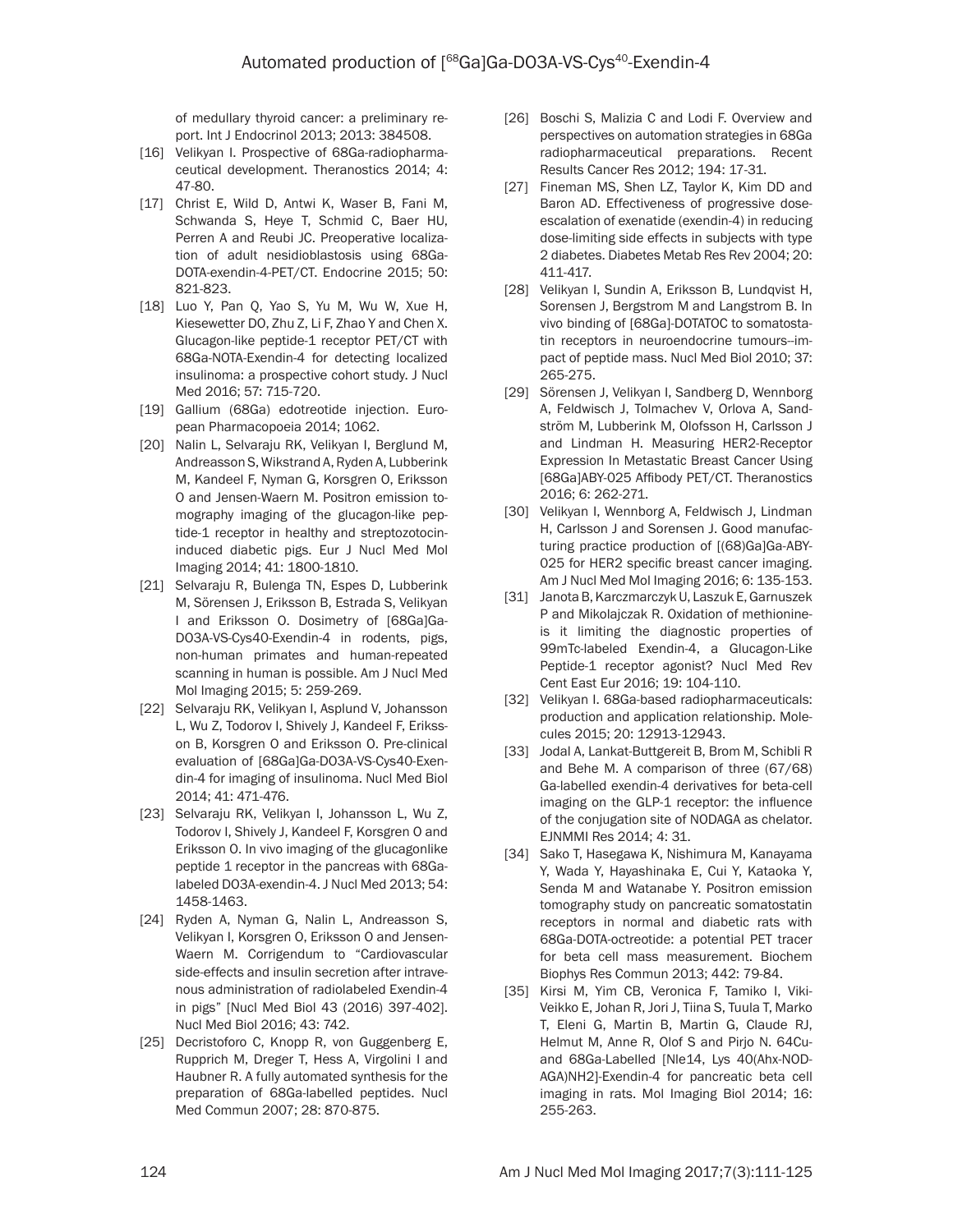of medullary thyroid cancer: a preliminary report. Int J Endocrinol 2013; 2013: 384508.

[16] Velikyan I. Prospective of 68Ga-radiopharmaceutical development. Theranostics 2014; 4: 47-80.

[17] Christ E, Wild D, Antwi K, Waser B, Fani M, Schwanda S, Heye T, Schmid C, Baer HU, Perren A and Reubi JC. Preoperative localization of adult nesidioblastosis using 68Ga-DOTA-exendin-4-PET/CT. Endocrine 2015; 50: 821-823.

[18] Luo Y, Pan Q, Yao S, Yu M, Wu W, Xue H, Kiesewetter DO, Zhu Z, Li F, Zhao Y and Chen X. Glucagon-like peptide-1 receptor PET/CT with 68Ga-NOTA-Exendin-4 for detecting localized insulinoma: a prospective cohort study. J Nucl Med 2016; 57: 715-720.

[19] Gallium (68Ga) edotreotide injection. European Pharmacopoeia 2014; 1062.

[20] Nalin L, Selvaraju RK, Velikyan I, Berglund M, Andreasson S, Wikstrand A, Ryden A, Lubberink M, Kandeel F, Nyman G, Korsgren O, Eriksson O and Jensen-Waern M. Positron emission tomography imaging of the glucagon-like peptide-1 receptor in healthy and streptozotocin-induced diabetic pigs. Eur J Nucl Med Mol Imaging 2014; 41: 1800-1810.

[21] Selvaraju R, Bulenga TN, Espes D, Lubberink M, Sörensen J, Eriksson B, Estrada S, Velikyan I and Eriksson O. Dosimetry of [68Ga]Ga-DO3A-VS-Cys40-Exendin-4 in rodents, pigs, non-human primates and human-repeated scanning in human is possible. Am J Nucl Med Mol Imaging 2015; 5: 259-269.

[22] Selvaraju RK, Velikyan I, Asplund V, Johansson L, Wu Z, Todorov I, Shively J, Kandeel F, Eriksson B, Korsgren O and Eriksson O. Pre-clinical evaluation of [68Ga]Ga-DO3A-VS-Cys40-Exendin-4 for imaging of insulinoma. Nucl Med Biol 2014; 41: 471-476.

[23] Selvaraju RK, Velikyan I, Johansson L, Wu Z, Todorov I, Shively J, Kandeel F, Korsgren O and Eriksson O. In vivo imaging of the glucagonlike peptide 1 receptor in the pancreas with 68Ga-labeled DO3A-exendin-4. J Nucl Med 2013; 54: 1458-1463.

[24] Ryden A, Nyman G, Nalin L, Andreasson S, Velikyan I, Korsgren O, Eriksson O and Jensen-Waern M. Corrigendum to "Cardiovascular side-effects and insulin secretion after intravenous administration of radiolabeled Exendin-4 in pigs" [Nucl Med Biol 43 (2016) 397-402]. Nucl Med Biol 2016; 43: 742.

[25] Decristoforo C, Knopp R, von Guggenberg E, Rupprich M, Dreger T, Hess A, Virgolini I and Haubner R. A fully automated synthesis for the preparation of 68Ga-labelled peptides. Nucl Med Commun 2007; 28: 870-875.

[26] Boschi S, Malizia C and Lodi F. Overview and perspectives on automation strategies in 68Ga radiopharmaceutical preparations. Recent Results Cancer Res 2012; 194: 17-31.

[27] Fineman MS, Shen LZ, Taylor K, Kim DD and Baron AD. Effectiveness of progressive dose-escalation of exenatide (exendin-4) in reducing dose-limiting side effects in subjects with type 2 diabetes. Diabetes Metab Res Rev 2004; 20: 411-417.

[28] Velikyan I, Sundin A, Eriksson B, Lundqvist H, Sorensen J, Bergstrom M and Langstrom B. In vivo binding of [68Ga]-DOTATOC to somatostatin receptors in neuroendocrine tumours--impact of peptide mass. Nucl Med Biol 2010; 37: 265-275.

[29] Sörensen J, Velikyan I, Sandberg D, Wennborg A, Feldwisch J, Tolmachev V, Orlova A, Sandström M, Lubberink M, Olofsson H, Carlsson J and Lindman H. Measuring HER2-Receptor Expression In Metastatic Breast Cancer Using [68Ga]ABY-025 Affibody PET/CT. Theranostics 2016; 6: 262-271.

[30] Velikyan I, Wennborg A, Feldwisch J, Lindman H, Carlsson J and Sorensen J. Good manufacturing practice production of [(68)Ga]Ga-ABY-025 for HER2 specific breast cancer imaging. Am J Nucl Med Mol Imaging 2016; 6: 135-153.

[31] Janota B, Karczmarczyk U, Laszuk E, Garnuszek P and Mikolajczak R. Oxidation of methionine-is it limiting the diagnostic properties of 99mTc-labeled Exendin-4, a Glucagon-Like Peptide-1 receptor agonist? Nucl Med Rev Cent East Eur 2016; 19: 104-110.

[32] Velikyan I. 68Ga-based radiopharmaceuticals: production and application relationship. Molecules 2015; 20: 12913-12943.

[33] Jodal A, Lankat-Buttgereit B, Brom M, Schibli R and Behe M. A comparison of three (67/68) Ga-labelled exendin-4 derivatives for beta-cell imaging on the GLP-1 receptor: the influence of the conjugation site of NODAGA as chelator. EJNMMI Res 2014; 4: 31.

[34] Sako T, Hasegawa K, Nishimura M, Kanayama Y, Wada Y, Hayashinaka E, Cui Y, Kataoka Y, Senda M and Watanabe Y. Positron emission tomography study on pancreatic somatostatin receptors in normal and diabetic rats with 68Ga-DOTA-octreotide: a potential PET tracer for beta cell mass measurement. Biochem Biophys Res Commun 2013; 442: 79-84.

[35] Kirsi M, Yim CB, Veronica F, Tamiko I, Viki-Veikko E, Johan R, Jori J, Tiina S, Tuula T, Marko T, Eleni G, Martin B, Martin G, Claude RJ, Helmut M, Anne R, Olof S and Pirjo N. 64Cu- and 68Ga-Labelled [Nle14, Lys 40(Ahx-NODAGA)NH2]-Exendin-4 for pancreatic beta cell imaging in rats. Mol Imaging Biol 2014; 16: 255-263.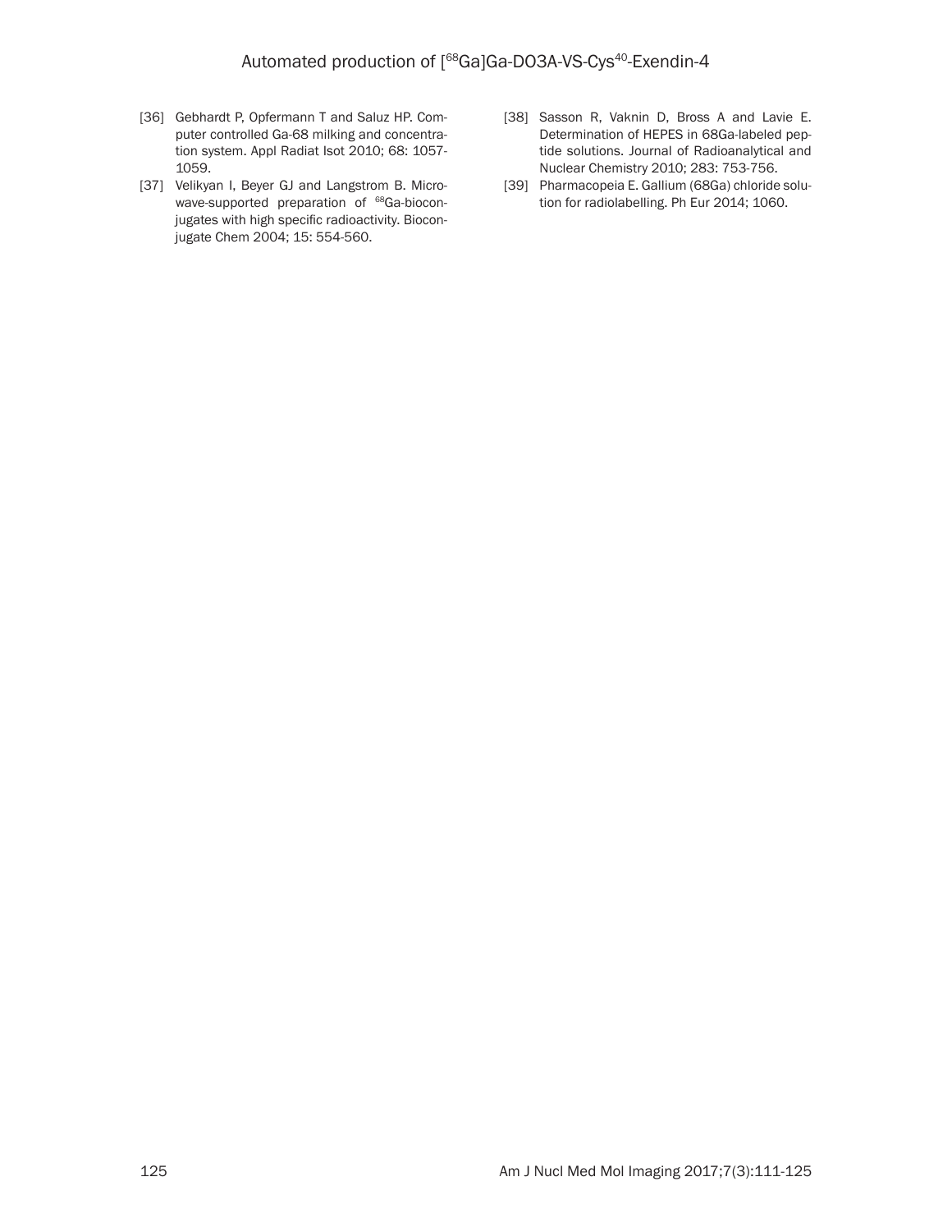[36] Gebhardt P, Opfermann T and Saluz HP. Computer controlled Ga-68 milking and concentration system. Appl Radiat Isot 2010; 68: 1057-1059.

[37] Velikyan I, Beyer GJ and Langstrom B. Microwave-supported preparation of $^{68}$Ga-bioconjugates with high specific radioactivity. Bioconjugate Chem 2004; 15: 554-560.

[38] Sasson R, Vaknin D, Bross A and Lavie E. Determination of HEPES in 68Ga-labeled peptide solutions. Journal of Radioanalytical and Nuclear Chemistry 2010; 283: 753-756.

[39] Pharmacopeia E. Gallium (68Ga) chloride solution for radiolabelling. Ph Eur 2014; 1060.